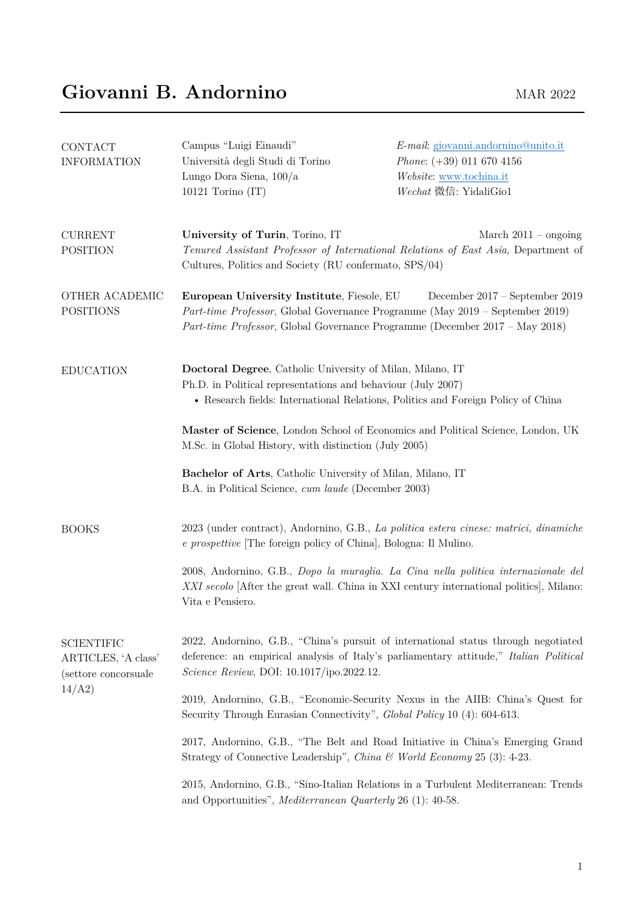# Giovanni B. Andornino

MAR 2022

## CONTACT INFORMATION

Campus "Luigi Einaudi"
Università degli Studi di Torino
Lungo Dora Siena, 100/a
10121 Torino (IT)

*E-mail*: giovanni.andornino@unito.it
*Phone*: (+39) 011 670 4156
*Website*: www.tochina.it
*Wechat* 微信: YidaliGio1

## CURRENT POSITION

**University of Turin**, Torino, IT — March 2011 – ongoing
*Tenured Assistant Professor of International Relations of East Asia*, Department of Cultures, Politics and Society (RU confermato, SPS/04)

## OTHER ACADEMIC POSITIONS

**European University Institute**, Fiesole, EU — December 2017 – September 2019
*Part-time Professor*, Global Governance Programme (May 2019 – September 2019)
*Part-time Professor*, Global Governance Programme (December 2017 – May 2018)

## EDUCATION

**Doctoral Degree**, Catholic University of Milan, Milano, IT
Ph.D. in Political representations and behaviour (July 2007)

- Research fields: International Relations, Politics and Foreign Policy of China

**Master of Science**, London School of Economics and Political Science, London, UK
M.Sc. in Global History, with distinction (July 2005)

**Bachelor of Arts**, Catholic University of Milan, Milano, IT
B.A. in Political Science, *cum laude* (December 2003)

## BOOKS

2023 (under contract), Andornino, G.B., *La politica estera cinese: matrici, dinamiche e prospettive* [The foreign policy of China], Bologna: Il Mulino.

2008, Andornino, G.B., *Dopo la muraglia. La Cina nella politica internazionale del XXI secolo* [After the great wall. China in XXI century international politics], Milano: Vita e Pensiero.

## SCIENTIFIC ARTICLES, 'A class' (settore concorsuale 14/A2)

2022, Andornino, G.B., "China's pursuit of international status through negotiated deference: an empirical analysis of Italy's parliamentary attitude," *Italian Political Science Review*, DOI: 10.1017/ipo.2022.12.

2019, Andornino, G.B., "Economic-Security Nexus in the AIIB: China's Quest for Security Through Eurasian Connectivity", *Global Policy* 10 (4): 604-613.

2017, Andornino, G.B., "The Belt and Road Initiative in China's Emerging Grand Strategy of Connective Leadership", *China & World Economy* 25 (3): 4-23.

2015, Andornino, G.B., "Sino-Italian Relations in a Turbulent Mediterranean: Trends and Opportunities", *Mediterranean Quarterly* 26 (1): 40-58.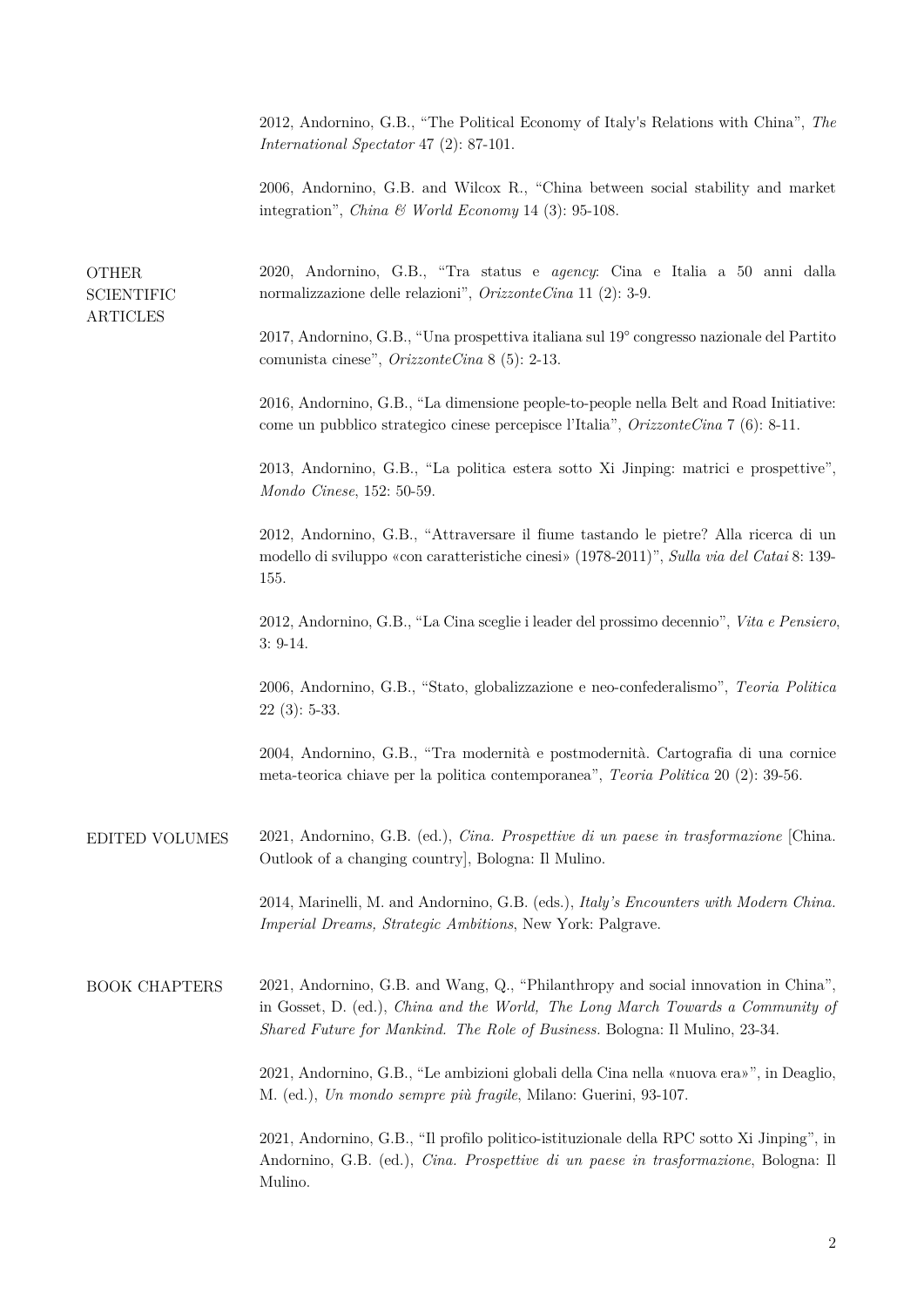2012, Andornino, G.B., "The Political Economy of Italy's Relations with China", *The International Spectator* 47 (2): 87-101.

2006, Andornino, G.B. and Wilcox R., "China between social stability and market integration", *China & World Economy* 14 (3): 95-108.

## OTHER SCIENTIFIC ARTICLES

2020, Andornino, G.B., "Tra status e *agency*: Cina e Italia a 50 anni dalla normalizzazione delle relazioni", *OrizzonteCina* 11 (2): 3-9.

2017, Andornino, G.B., "Una prospettiva italiana sul 19° congresso nazionale del Partito comunista cinese", *OrizzonteCina* 8 (5): 2-13.

2016, Andornino, G.B., "La dimensione people-to-people nella Belt and Road Initiative: come un pubblico strategico cinese percepisce l'Italia", *OrizzonteCina* 7 (6): 8-11.

2013, Andornino, G.B., "La politica estera sotto Xi Jinping: matrici e prospettive", *Mondo Cinese*, 152: 50-59.

2012, Andornino, G.B., "Attraversare il fiume tastando le pietre? Alla ricerca di un modello di sviluppo «con caratteristiche cinesi» (1978-2011)", *Sulla via del Catai* 8: 139-155.

2012, Andornino, G.B., "La Cina sceglie i leader del prossimo decennio", *Vita e Pensiero*, 3: 9-14.

2006, Andornino, G.B., "Stato, globalizzazione e neo-confederalismo", *Teoria Politica* 22 (3): 5-33.

2004, Andornino, G.B., "Tra modernità e postmodernità. Cartografia di una cornice meta-teorica chiave per la politica contemporanea", *Teoria Politica* 20 (2): 39-56.

## EDITED VOLUMES

2021, Andornino, G.B. (ed.), *Cina. Prospettive di un paese in trasformazione* [China. Outlook of a changing country], Bologna: Il Mulino.

2014, Marinelli, M. and Andornino, G.B. (eds.), *Italy's Encounters with Modern China. Imperial Dreams, Strategic Ambitions*, New York: Palgrave.

## BOOK CHAPTERS

2021, Andornino, G.B. and Wang, Q., "Philanthropy and social innovation in China", in Gosset, D. (ed.), *China and the World, The Long March Towards a Community of Shared Future for Mankind. The Role of Business.* Bologna: Il Mulino, 23-34.

2021, Andornino, G.B., "Le ambizioni globali della Cina nella «nuova era»", in Deaglio, M. (ed.), *Un mondo sempre più fragile*, Milano: Guerini, 93-107.

2021, Andornino, G.B., "Il profilo politico-istituzionale della RPC sotto Xi Jinping", in Andornino, G.B. (ed.), *Cina. Prospettive di un paese in trasformazione*, Bologna: Il Mulino.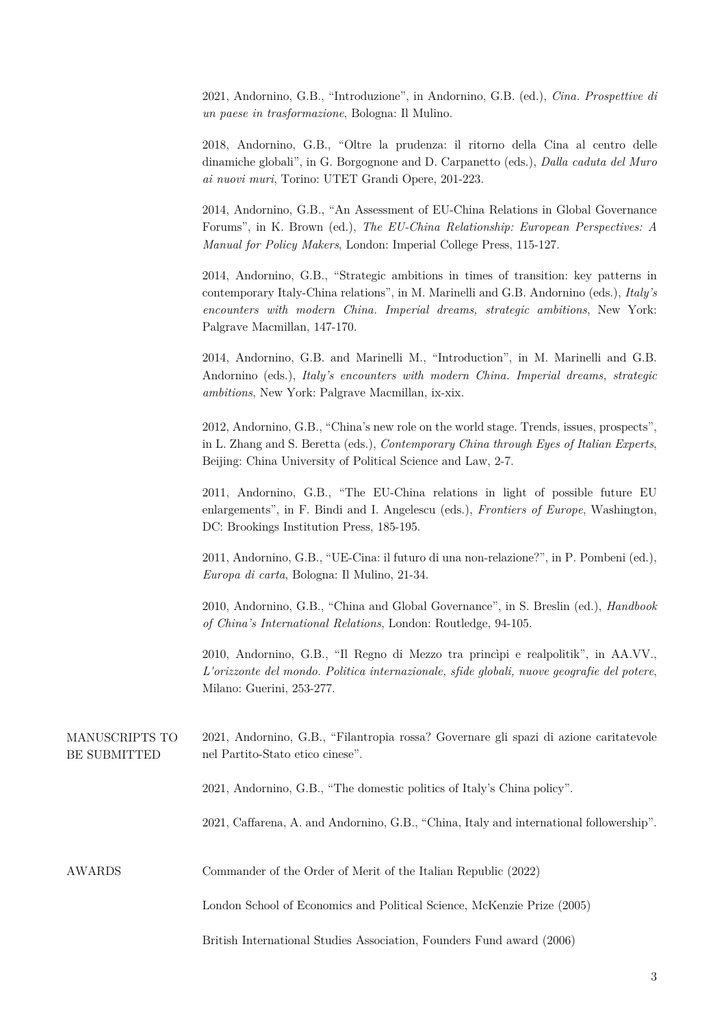2021, Andornino, G.B., “Introduzione”, in Andornino, G.B. (ed.), *Cina. Prospettive di un paese in trasformazione*, Bologna: Il Mulino.

2018, Andornino, G.B., “Oltre la prudenza: il ritorno della Cina al centro delle dinamiche globali”, in G. Borgognone and D. Carpanetto (eds.), *Dalla caduta del Muro ai nuovi muri*, Torino: UTET Grandi Opere, 201-223.

2014, Andornino, G.B., “An Assessment of EU-China Relations in Global Governance Forums”, in K. Brown (ed.), *The EU-China Relationship: European Perspectives: A Manual for Policy Makers*, London: Imperial College Press, 115-127.

2014, Andornino, G.B., “Strategic ambitions in times of transition: key patterns in contemporary Italy-China relations”, in M. Marinelli and G.B. Andornino (eds.), *Italy's encounters with modern China. Imperial dreams, strategic ambitions*, New York: Palgrave Macmillan, 147-170.

2014, Andornino, G.B. and Marinelli M., “Introduction”, in M. Marinelli and G.B. Andornino (eds.), *Italy's encounters with modern China. Imperial dreams, strategic ambitions*, New York: Palgrave Macmillan, ix-xix.

2012, Andornino, G.B., “China's new role on the world stage. Trends, issues, prospects”, in L. Zhang and S. Beretta (eds.), *Contemporary China through Eyes of Italian Experts*, Beijing: China University of Political Science and Law, 2-7.

2011, Andornino, G.B., “The EU-China relations in light of possible future EU enlargements”, in F. Bindi and I. Angelescu (eds.), *Frontiers of Europe*, Washington, DC: Brookings Institution Press, 185-195.

2011, Andornino, G.B., “UE-Cina: il futuro di una non-relazione?”, in P. Pombeni (ed.), *Europa di carta*, Bologna: Il Mulino, 21-34.

2010, Andornino, G.B., “China and Global Governance”, in S. Breslin (ed.), *Handbook of China's International Relations*, London: Routledge, 94-105.

2010, Andornino, G.B., “Il Regno di Mezzo tra princìpi e realpolitik”, in AA.VV., *L'orizzonte del mondo. Politica internazionale, sfide globali, nuove geografie del potere*, Milano: Guerini, 253-277.

## MANUSCRIPTS TO BE SUBMITTED

2021, Andornino, G.B., “Filantropia rossa? Governare gli spazi di azione caritatevole nel Partito-Stato etico cinese”.

2021, Andornino, G.B., “The domestic politics of Italy's China policy”.

2021, Caffarena, A. and Andornino, G.B., “China, Italy and international followership”.

## AWARDS

Commander of the Order of Merit of the Italian Republic (2022)

London School of Economics and Political Science, McKenzie Prize (2005)

British International Studies Association, Founders Fund award (2006)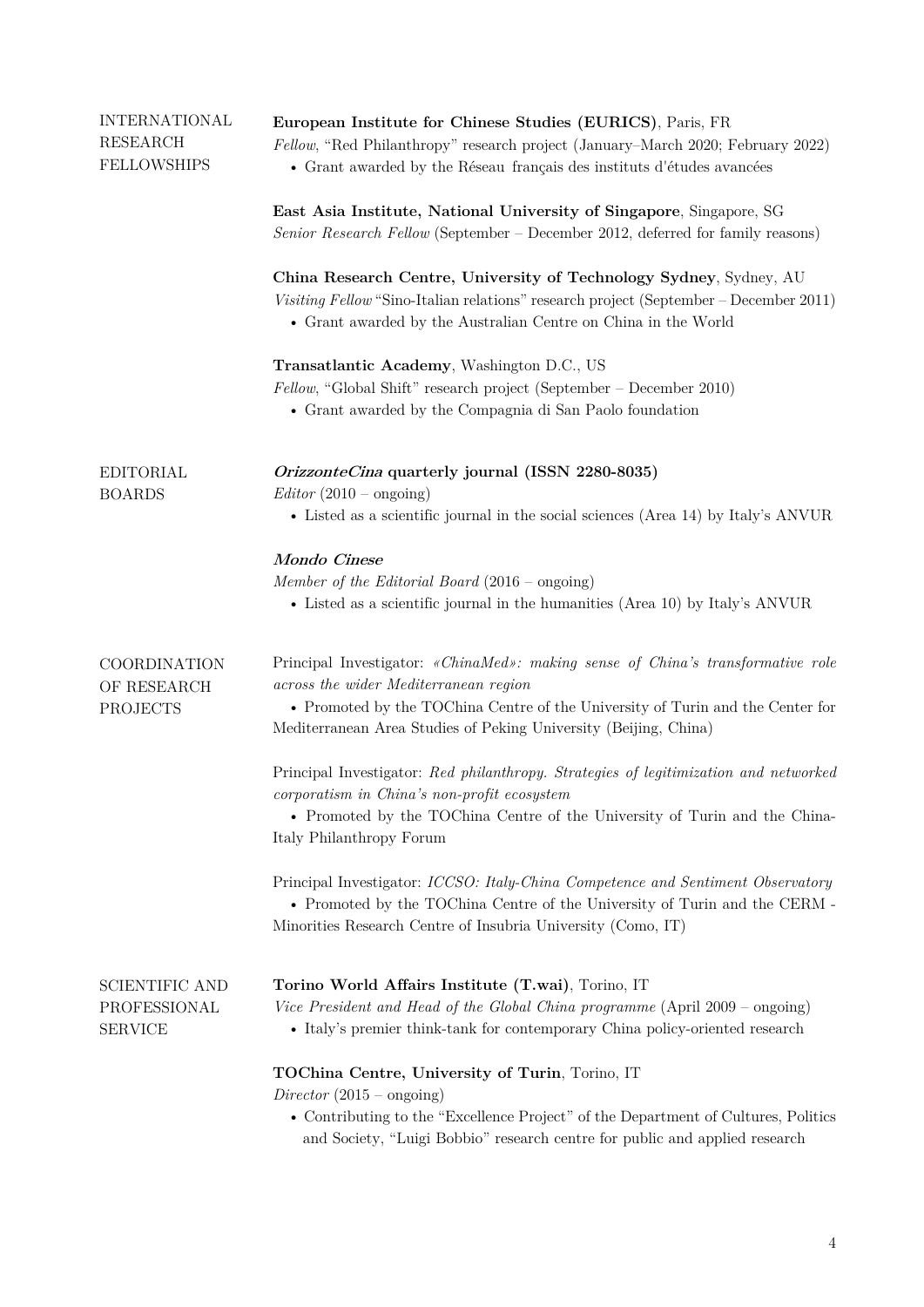## INTERNATIONAL RESEARCH FELLOWSHIPS

**European Institute for Chinese Studies (EURICS)**, Paris, FR
*Fellow*, "Red Philanthropy" research project (January–March 2020; February 2022)

- Grant awarded by the Réseau français des instituts d'études avancées

**East Asia Institute, National University of Singapore**, Singapore, SG
*Senior Research Fellow* (September – December 2012, deferred for family reasons)

**China Research Centre, University of Technology Sydney**, Sydney, AU
*Visiting Fellow* "Sino-Italian relations" research project (September – December 2011)

- Grant awarded by the Australian Centre on China in the World

**Transatlantic Academy**, Washington D.C., US
*Fellow*, "Global Shift" research project (September – December 2010)

- Grant awarded by the Compagnia di San Paolo foundation

## EDITORIAL BOARDS

***OrizzonteCina* quarterly journal (ISSN 2280-8035)**
*Editor* (2010 – ongoing)

- Listed as a scientific journal in the social sciences (Area 14) by Italy's ANVUR

***Mondo Cinese***
*Member of the Editorial Board* (2016 – ongoing)

- Listed as a scientific journal in the humanities (Area 10) by Italy's ANVUR

## COORDINATION OF RESEARCH PROJECTS

Principal Investigator: *«ChinaMed»: making sense of China's transformative role across the wider Mediterranean region*

- Promoted by the TOChina Centre of the University of Turin and the Center for Mediterranean Area Studies of Peking University (Beijing, China)

Principal Investigator: *Red philanthropy. Strategies of legitimization and networked corporatism in China's non-profit ecosystem*

- Promoted by the TOChina Centre of the University of Turin and the China-Italy Philanthropy Forum

Principal Investigator: *ICCSO: Italy-China Competence and Sentiment Observatory*

- Promoted by the TOChina Centre of the University of Turin and the CERM - Minorities Research Centre of Insubria University (Como, IT)

## SCIENTIFIC AND PROFESSIONAL SERVICE

**Torino World Affairs Institute (T.wai)**, Torino, IT
*Vice President and Head of the Global China programme* (April 2009 – ongoing)

- Italy's premier think-tank for contemporary China policy-oriented research

**TOChina Centre, University of Turin**, Torino, IT
*Director* (2015 – ongoing)

- Contributing to the "Excellence Project" of the Department of Cultures, Politics and Society, "Luigi Bobbio" research centre for public and applied research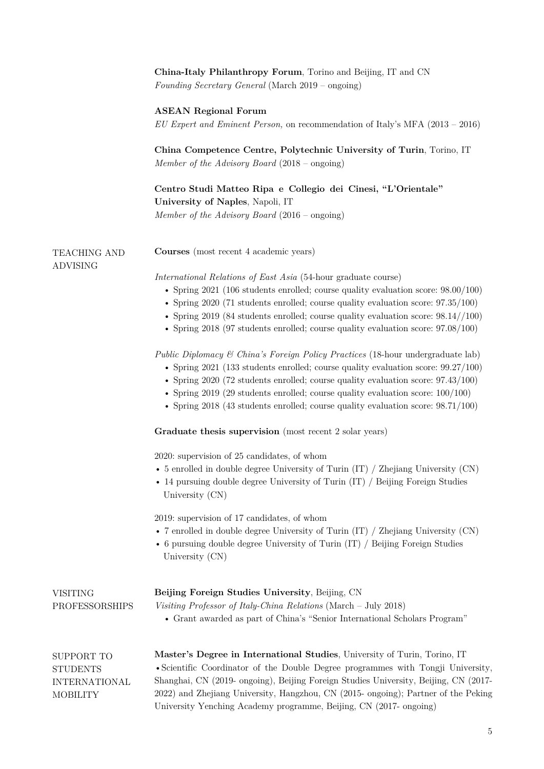**China-Italy Philanthropy Forum**, Torino and Beijing, IT and CN
*Founding Secretary General* (March 2019 – ongoing)

**ASEAN Regional Forum**
*EU Expert and Eminent Person,* on recommendation of Italy's MFA (2013 – 2016)

**China Competence Centre, Polytechnic University of Turin**, Torino, IT
*Member of the Advisory Board* (2018 – ongoing)

**Centro Studi Matteo Ripa e Collegio dei Cinesi, "L'Orientale" University of Naples**, Napoli, IT
*Member of the Advisory Board* (2016 – ongoing)

## TEACHING AND ADVISING

**Courses** (most recent 4 academic years)

*International Relations of East Asia* (54-hour graduate course)

- Spring 2021 (106 students enrolled; course quality evaluation score: 98.00/100)
- Spring 2020 (71 students enrolled; course quality evaluation score: 97.35/100)
- Spring 2019 (84 students enrolled; course quality evaluation score: 98.14//100)
- Spring 2018 (97 students enrolled; course quality evaluation score: 97.08/100)

*Public Diplomacy & China's Foreign Policy Practices* (18-hour undergraduate lab)

- Spring 2021 (133 students enrolled; course quality evaluation score: 99.27/100)
- Spring 2020 (72 students enrolled; course quality evaluation score: 97.43/100)
- Spring 2019 (29 students enrolled; course quality evaluation score: 100/100)
- Spring 2018 (43 students enrolled; course quality evaluation score: 98.71/100)

**Graduate thesis supervision** (most recent 2 solar years)

2020: supervision of 25 candidates, of whom

- 5 enrolled in double degree University of Turin (IT) / Zhejiang University (CN)
- 14 pursuing double degree University of Turin (IT) / Beijing Foreign Studies University (CN)

2019: supervision of 17 candidates, of whom

- 7 enrolled in double degree University of Turin (IT) / Zhejiang University (CN)
- 6 pursuing double degree University of Turin (IT) / Beijing Foreign Studies University (CN)

## VISITING PROFESSORSHIPS

**Beijing Foreign Studies University**, Beijing, CN
*Visiting Professor of Italy-China Relations* (March – July 2018)

- Grant awarded as part of China's "Senior International Scholars Program"

## SUPPORT TO STUDENTS INTERNATIONAL MOBILITY

**Master's Degree in International Studies**, University of Turin, Torino, IT

- Scientific Coordinator of the Double Degree programmes with Tongji University, Shanghai, CN (2019- ongoing), Beijing Foreign Studies University, Beijing, CN (2017-2022) and Zhejiang University, Hangzhou, CN (2015- ongoing); Partner of the Peking University Yenching Academy programme, Beijing, CN (2017- ongoing)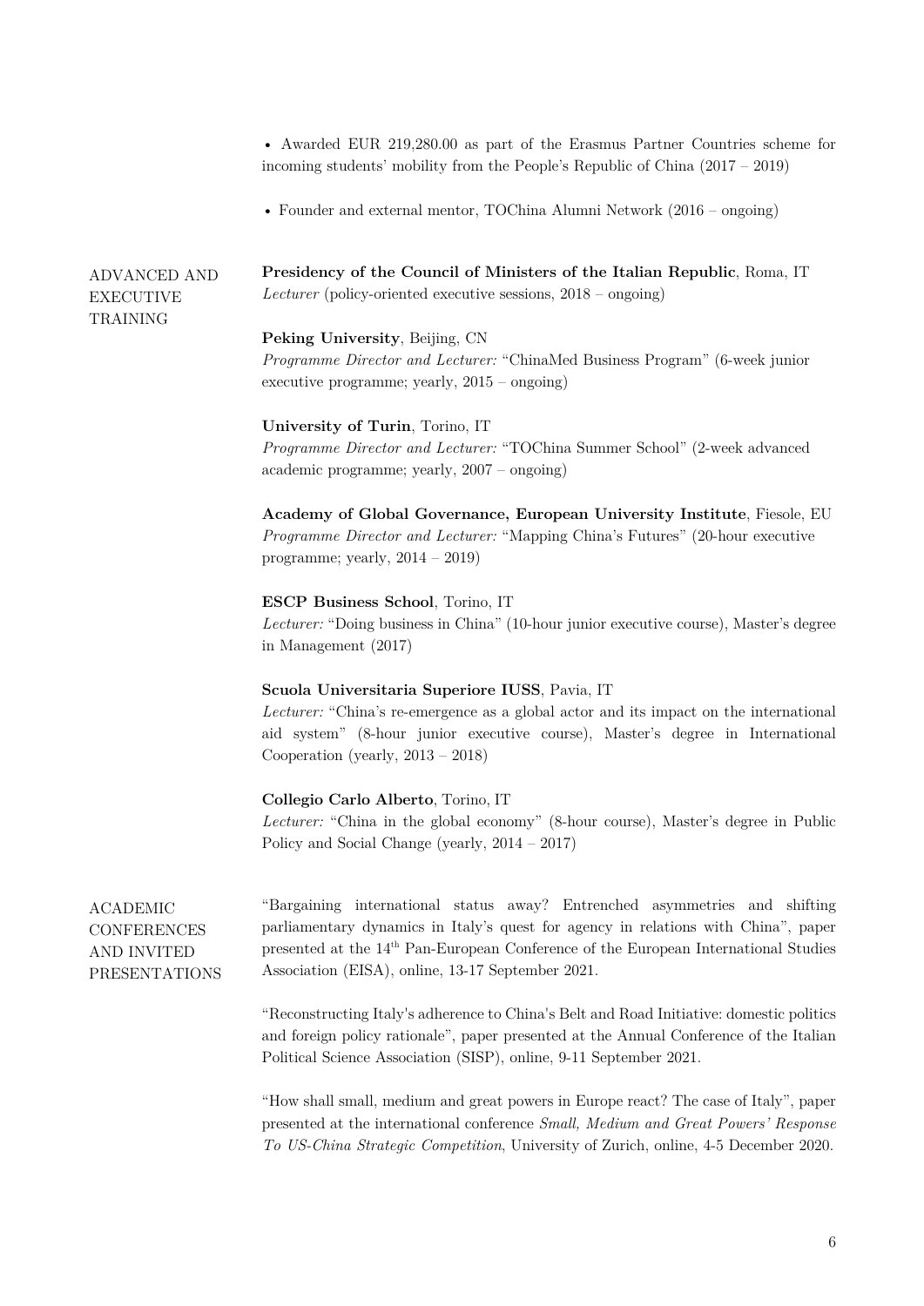- Awarded EUR 219,280.00 as part of the Erasmus Partner Countries scheme for incoming students' mobility from the People's Republic of China (2017 – 2019)
- Founder and external mentor, TOChina Alumni Network (2016 – ongoing)

## ADVANCED AND EXECUTIVE TRAINING

**Presidency of the Council of Ministers of the Italian Republic**, Roma, IT
*Lecturer* (policy-oriented executive sessions, 2018 – ongoing)

**Peking University**, Beijing, CN
*Programme Director and Lecturer:* "ChinaMed Business Program" (6-week junior executive programme; yearly, 2015 – ongoing)

**University of Turin**, Torino, IT
*Programme Director and Lecturer:* "TOChina Summer School" (2-week advanced academic programme; yearly, 2007 – ongoing)

**Academy of Global Governance, European University Institute**, Fiesole, EU
*Programme Director and Lecturer:* "Mapping China's Futures" (20-hour executive programme; yearly, 2014 – 2019)

**ESCP Business School**, Torino, IT
*Lecturer:* "Doing business in China" (10-hour junior executive course), Master's degree in Management (2017)

**Scuola Universitaria Superiore IUSS**, Pavia, IT
*Lecturer:* "China's re-emergence as a global actor and its impact on the international aid system" (8-hour junior executive course), Master's degree in International Cooperation (yearly, 2013 – 2018)

**Collegio Carlo Alberto**, Torino, IT
*Lecturer:* "China in the global economy" (8-hour course), Master's degree in Public Policy and Social Change (yearly, 2014 – 2017)

## ACADEMIC CONFERENCES AND INVITED PRESENTATIONS

"Bargaining international status away? Entrenched asymmetries and shifting parliamentary dynamics in Italy's quest for agency in relations with China", paper presented at the 14th Pan-European Conference of the European International Studies Association (EISA), online, 13-17 September 2021.

"Reconstructing Italy's adherence to China's Belt and Road Initiative: domestic politics and foreign policy rationale", paper presented at the Annual Conference of the Italian Political Science Association (SISP), online, 9-11 September 2021.

"How shall small, medium and great powers in Europe react? The case of Italy", paper presented at the international conference *Small, Medium and Great Powers' Response To US-China Strategic Competition*, University of Zurich, online, 4-5 December 2020.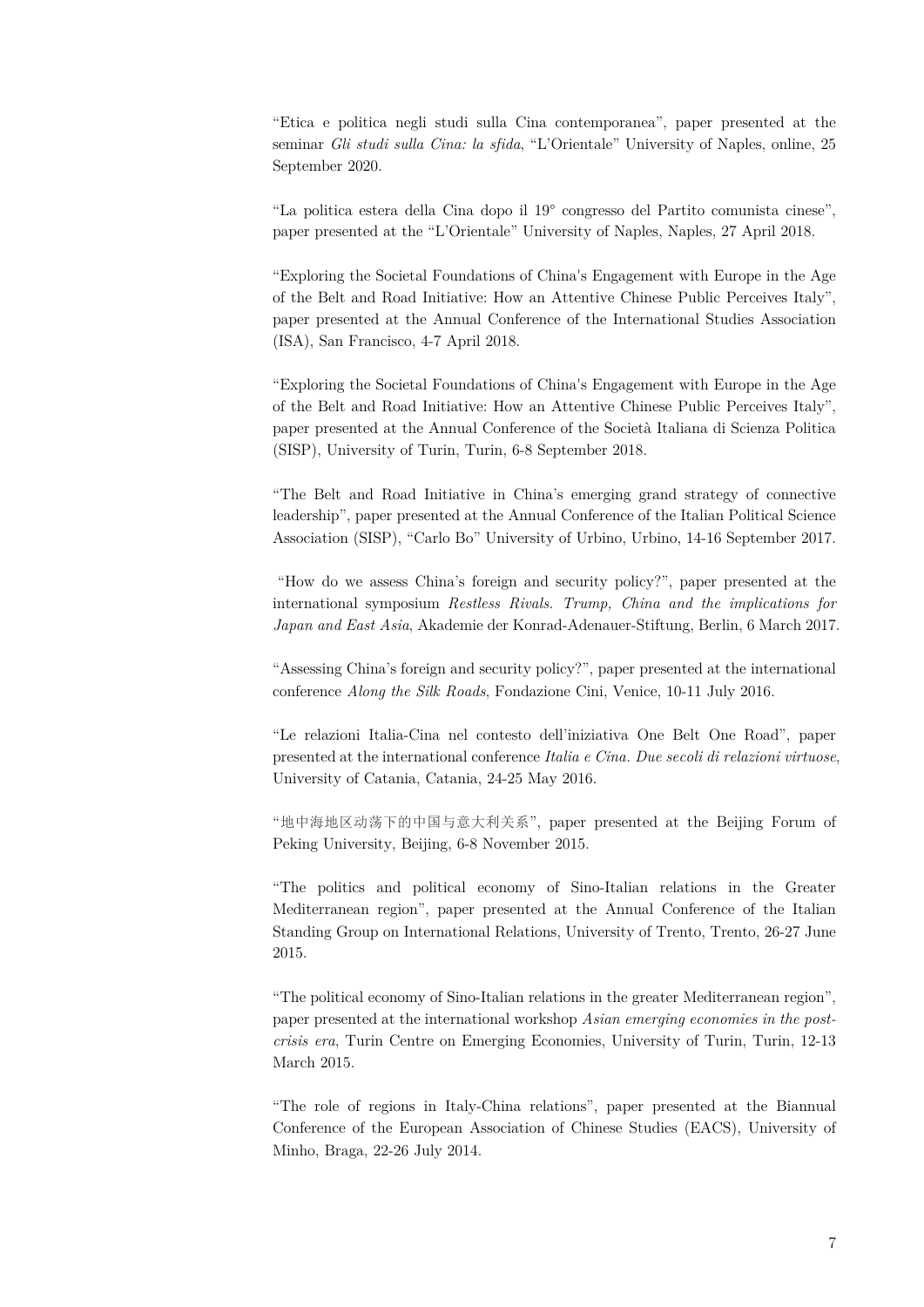“Etica e politica negli studi sulla Cina contemporanea”, paper presented at the seminar *Gli studi sulla Cina: la sfida*, “L’Orientale” University of Naples, online, 25 September 2020.

“La politica estera della Cina dopo il 19° congresso del Partito comunista cinese”, paper presented at the “L’Orientale” University of Naples, Naples, 27 April 2018.

“Exploring the Societal Foundations of China's Engagement with Europe in the Age of the Belt and Road Initiative: How an Attentive Chinese Public Perceives Italy”, paper presented at the Annual Conference of the International Studies Association (ISA), San Francisco, 4-7 April 2018.

“Exploring the Societal Foundations of China's Engagement with Europe in the Age of the Belt and Road Initiative: How an Attentive Chinese Public Perceives Italy”, paper presented at the Annual Conference of the Società Italiana di Scienza Politica (SISP), University of Turin, Turin, 6-8 September 2018.

“The Belt and Road Initiative in China’s emerging grand strategy of connective leadership”, paper presented at the Annual Conference of the Italian Political Science Association (SISP), “Carlo Bo” University of Urbino, Urbino, 14-16 September 2017.

“How do we assess China’s foreign and security policy?”, paper presented at the international symposium *Restless Rivals. Trump, China and the implications for Japan and East Asia*, Akademie der Konrad-Adenauer-Stiftung, Berlin, 6 March 2017.

“Assessing China’s foreign and security policy?”, paper presented at the international conference *Along the Silk Roads*, Fondazione Cini, Venice, 10-11 July 2016.

“Le relazioni Italia-Cina nel contesto dell’iniziativa One Belt One Road”, paper presented at the international conference *Italia e Cina. Due secoli di relazioni virtuose*, University of Catania, Catania, 24-25 May 2016.

“地中海地区动荡下的中国与意大利关系”, paper presented at the Beijing Forum of Peking University, Beijing, 6-8 November 2015.

“The politics and political economy of Sino-Italian relations in the Greater Mediterranean region”, paper presented at the Annual Conference of the Italian Standing Group on International Relations, University of Trento, Trento, 26-27 June 2015.

“The political economy of Sino-Italian relations in the greater Mediterranean region”, paper presented at the international workshop *Asian emerging economies in the post-crisis era*, Turin Centre on Emerging Economies, University of Turin, Turin, 12-13 March 2015.

“The role of regions in Italy-China relations”, paper presented at the Biannual Conference of the European Association of Chinese Studies (EACS), University of Minho, Braga, 22-26 July 2014.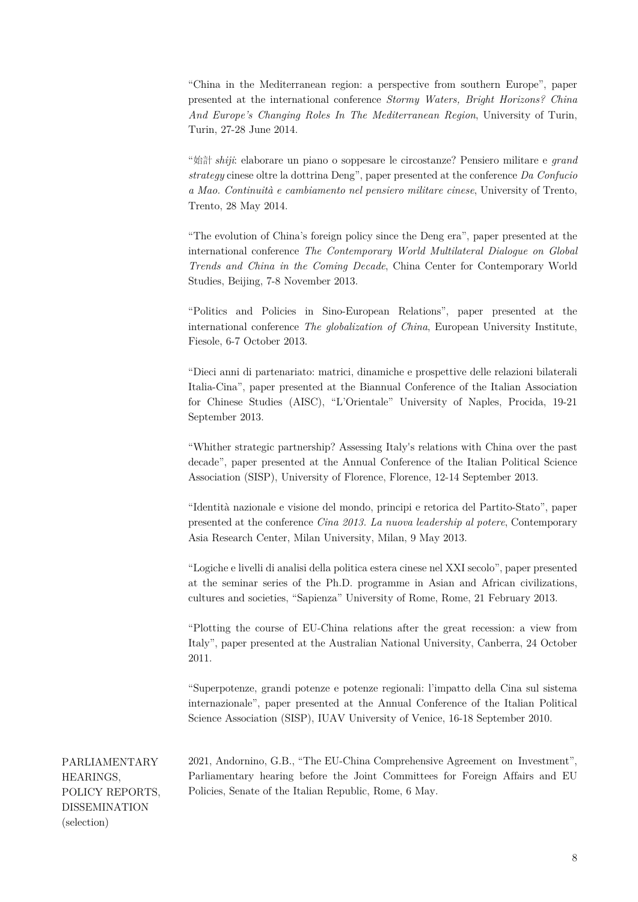"China in the Mediterranean region: a perspective from southern Europe", paper presented at the international conference *Stormy Waters, Bright Horizons? China And Europe's Changing Roles In The Mediterranean Region*, University of Turin, Turin, 27-28 June 2014.

"始計 *shiji*: elaborare un piano o soppesare le circostanze? Pensiero militare e *grand strategy* cinese oltre la dottrina Deng", paper presented at the conference *Da Confucio a Mao. Continuità e cambiamento nel pensiero militare cinese*, University of Trento, Trento, 28 May 2014.

"The evolution of China's foreign policy since the Deng era", paper presented at the international conference *The Contemporary World Multilateral Dialogue on Global Trends and China in the Coming Decade*, China Center for Contemporary World Studies, Beijing, 7-8 November 2013.

"Politics and Policies in Sino-European Relations", paper presented at the international conference *The globalization of China*, European University Institute, Fiesole, 6-7 October 2013.

"Dieci anni di partenariato: matrici, dinamiche e prospettive delle relazioni bilaterali Italia-Cina", paper presented at the Biannual Conference of the Italian Association for Chinese Studies (AISC), "L'Orientale" University of Naples, Procida, 19-21 September 2013.

"Whither strategic partnership? Assessing Italy's relations with China over the past decade", paper presented at the Annual Conference of the Italian Political Science Association (SISP), University of Florence, Florence, 12-14 September 2013.

"Identità nazionale e visione del mondo, principi e retorica del Partito-Stato", paper presented at the conference *Cina 2013. La nuova leadership al potere*, Contemporary Asia Research Center, Milan University, Milan, 9 May 2013.

"Logiche e livelli di analisi della politica estera cinese nel XXI secolo", paper presented at the seminar series of the Ph.D. programme in Asian and African civilizations, cultures and societies, "Sapienza" University of Rome, Rome, 21 February 2013.

"Plotting the course of EU-China relations after the great recession: a view from Italy", paper presented at the Australian National University, Canberra, 24 October 2011.

"Superpotenze, grandi potenze e potenze regionali: l'impatto della Cina sul sistema internazionale", paper presented at the Annual Conference of the Italian Political Science Association (SISP), IUAV University of Venice, 16-18 September 2010.

## PARLIAMENTARY HEARINGS, POLICY REPORTS, DISSEMINATION (selection)

2021, Andornino, G.B., "The EU-China Comprehensive Agreement on Investment", Parliamentary hearing before the Joint Committees for Foreign Affairs and EU Policies, Senate of the Italian Republic, Rome, 6 May.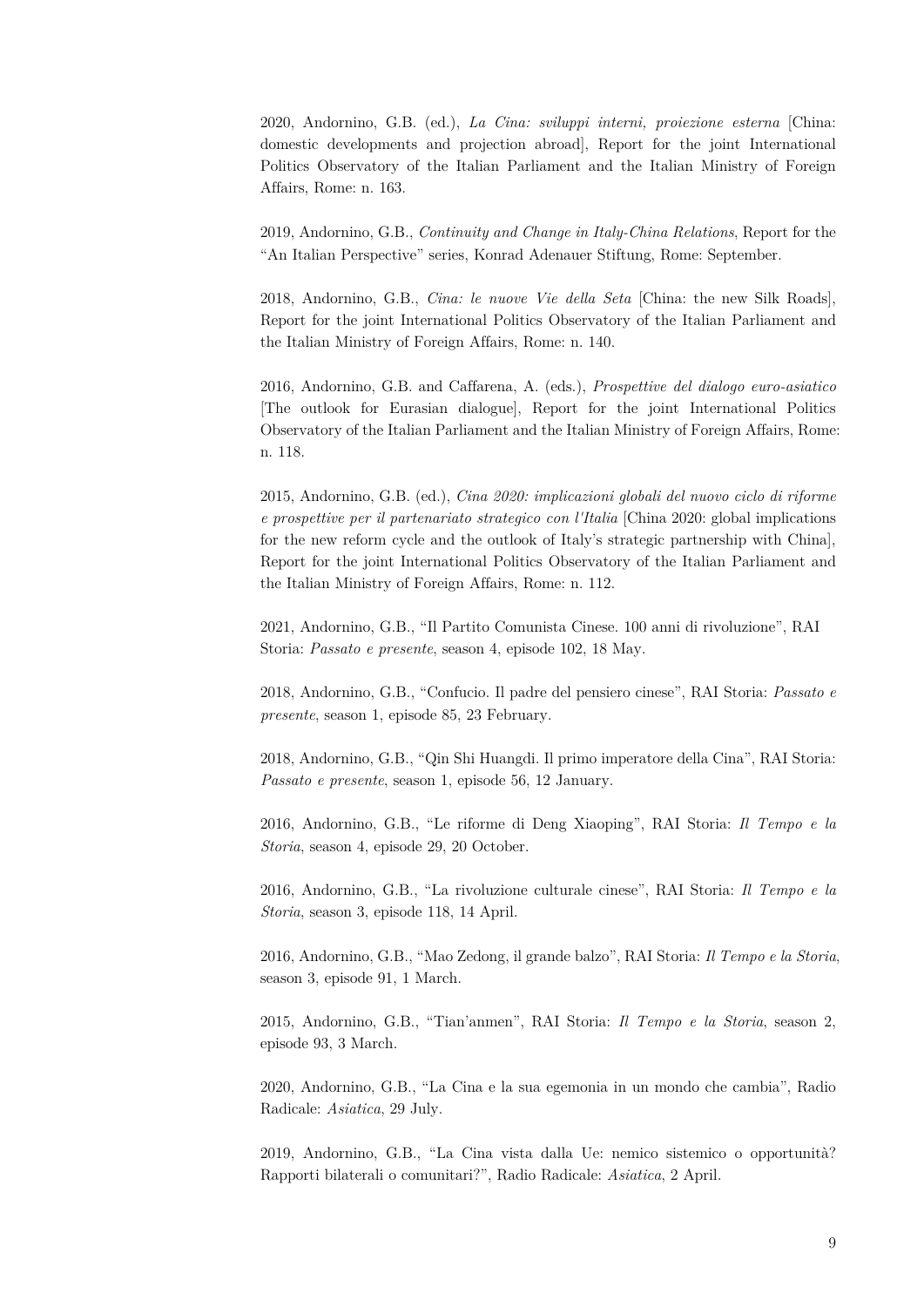2020, Andornino, G.B. (ed.), *La Cina: sviluppi interni, proiezione esterna* [China: domestic developments and projection abroad], Report for the joint International Politics Observatory of the Italian Parliament and the Italian Ministry of Foreign Affairs, Rome: n. 163.

2019, Andornino, G.B., *Continuity and Change in Italy-China Relations*, Report for the "An Italian Perspective" series, Konrad Adenauer Stiftung, Rome: September.

2018, Andornino, G.B., *Cina: le nuove Vie della Seta* [China: the new Silk Roads], Report for the joint International Politics Observatory of the Italian Parliament and the Italian Ministry of Foreign Affairs, Rome: n. 140.

2016, Andornino, G.B. and Caffarena, A. (eds.), *Prospettive del dialogo euro-asiatico* [The outlook for Eurasian dialogue], Report for the joint International Politics Observatory of the Italian Parliament and the Italian Ministry of Foreign Affairs, Rome: n. 118.

2015, Andornino, G.B. (ed.), *Cina 2020: implicazioni globali del nuovo ciclo di riforme e prospettive per il partenariato strategico con l'Italia* [China 2020: global implications for the new reform cycle and the outlook of Italy's strategic partnership with China], Report for the joint International Politics Observatory of the Italian Parliament and the Italian Ministry of Foreign Affairs, Rome: n. 112.

2021, Andornino, G.B., "Il Partito Comunista Cinese. 100 anni di rivoluzione", RAI Storia: *Passato e presente*, season 4, episode 102, 18 May.

2018, Andornino, G.B., "Confucio. Il padre del pensiero cinese", RAI Storia: *Passato e presente*, season 1, episode 85, 23 February.

2018, Andornino, G.B., "Qin Shi Huangdi. Il primo imperatore della Cina", RAI Storia: *Passato e presente*, season 1, episode 56, 12 January.

2016, Andornino, G.B., "Le riforme di Deng Xiaoping", RAI Storia: *Il Tempo e la Storia*, season 4, episode 29, 20 October.

2016, Andornino, G.B., "La rivoluzione culturale cinese", RAI Storia: *Il Tempo e la Storia*, season 3, episode 118, 14 April.

2016, Andornino, G.B., "Mao Zedong, il grande balzo", RAI Storia: *Il Tempo e la Storia*, season 3, episode 91, 1 March.

2015, Andornino, G.B., "Tian'anmen", RAI Storia: *Il Tempo e la Storia*, season 2, episode 93, 3 March.

2020, Andornino, G.B., "La Cina e la sua egemonia in un mondo che cambia", Radio Radicale: *Asiatica*, 29 July.

2019, Andornino, G.B., "La Cina vista dalla Ue: nemico sistemico o opportunità? Rapporti bilaterali o comunitari?", Radio Radicale: *Asiatica*, 2 April.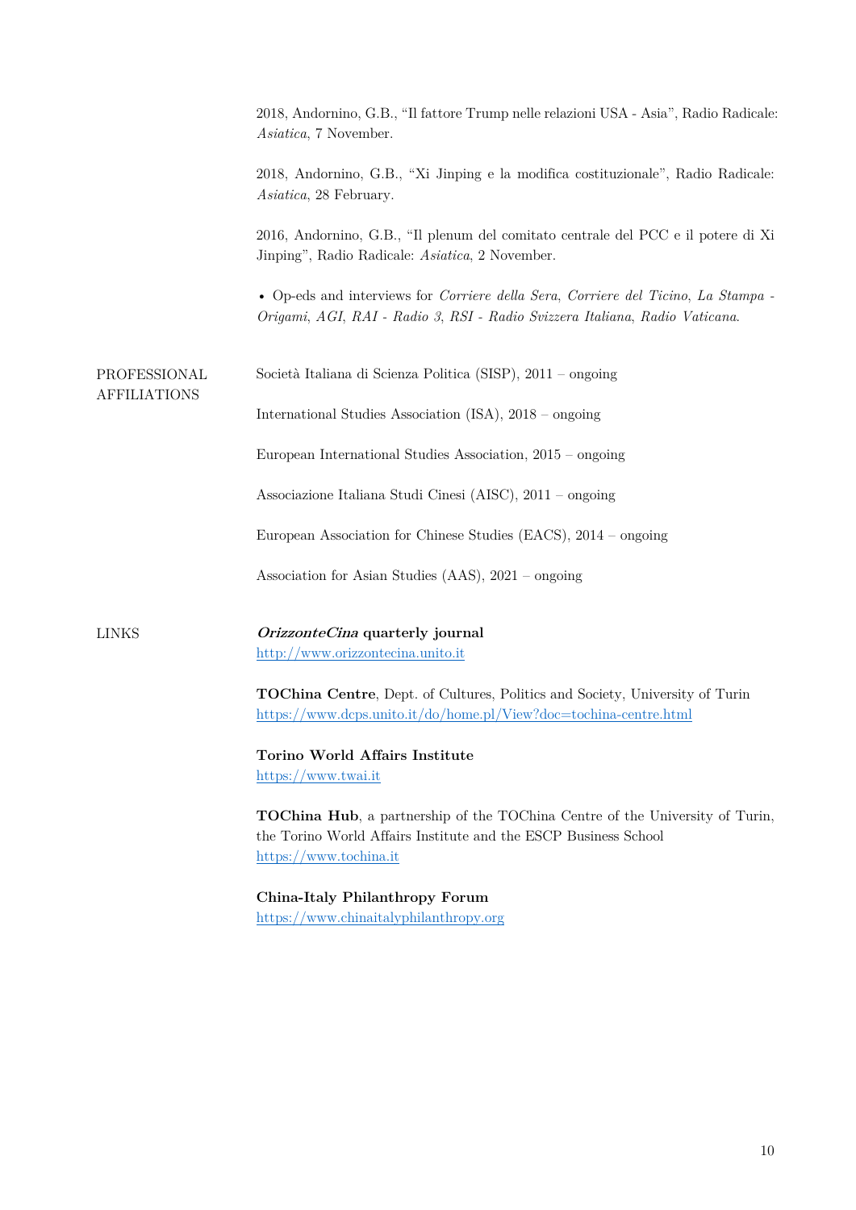2018, Andornino, G.B., "Il fattore Trump nelle relazioni USA - Asia", Radio Radicale: *Asiatica*, 7 November.

2018, Andornino, G.B., "Xi Jinping e la modifica costituzionale", Radio Radicale: *Asiatica*, 28 February.

2016, Andornino, G.B., "Il plenum del comitato centrale del PCC e il potere di Xi Jinping", Radio Radicale: *Asiatica*, 2 November.

- Op-eds and interviews for *Corriere della Sera*, *Corriere del Ticino*, *La Stampa - Origami*, *AGI*, *RAI - Radio 3*, *RSI - Radio Svizzera Italiana*, *Radio Vaticana*.

## PROFESSIONAL AFFILIATIONS

Società Italiana di Scienza Politica (SISP), 2011 – ongoing

International Studies Association (ISA), 2018 – ongoing

European International Studies Association, 2015 – ongoing

Associazione Italiana Studi Cinesi (AISC), 2011 – ongoing

European Association for Chinese Studies (EACS), 2014 – ongoing

Association for Asian Studies (AAS), 2021 – ongoing

## LINKS

***OrizzonteCina* quarterly journal**
http://www.orizzontecina.unito.it

**TOChina Centre**, Dept. of Cultures, Politics and Society, University of Turin
https://www.dcps.unito.it/do/home.pl/View?doc=tochina-centre.html

**Torino World Affairs Institute**
https://www.twai.it

**TOChina Hub**, a partnership of the TOChina Centre of the University of Turin, the Torino World Affairs Institute and the ESCP Business School
https://www.tochina.it

**China-Italy Philanthropy Forum**
https://www.chinaitalyphilanthropy.org